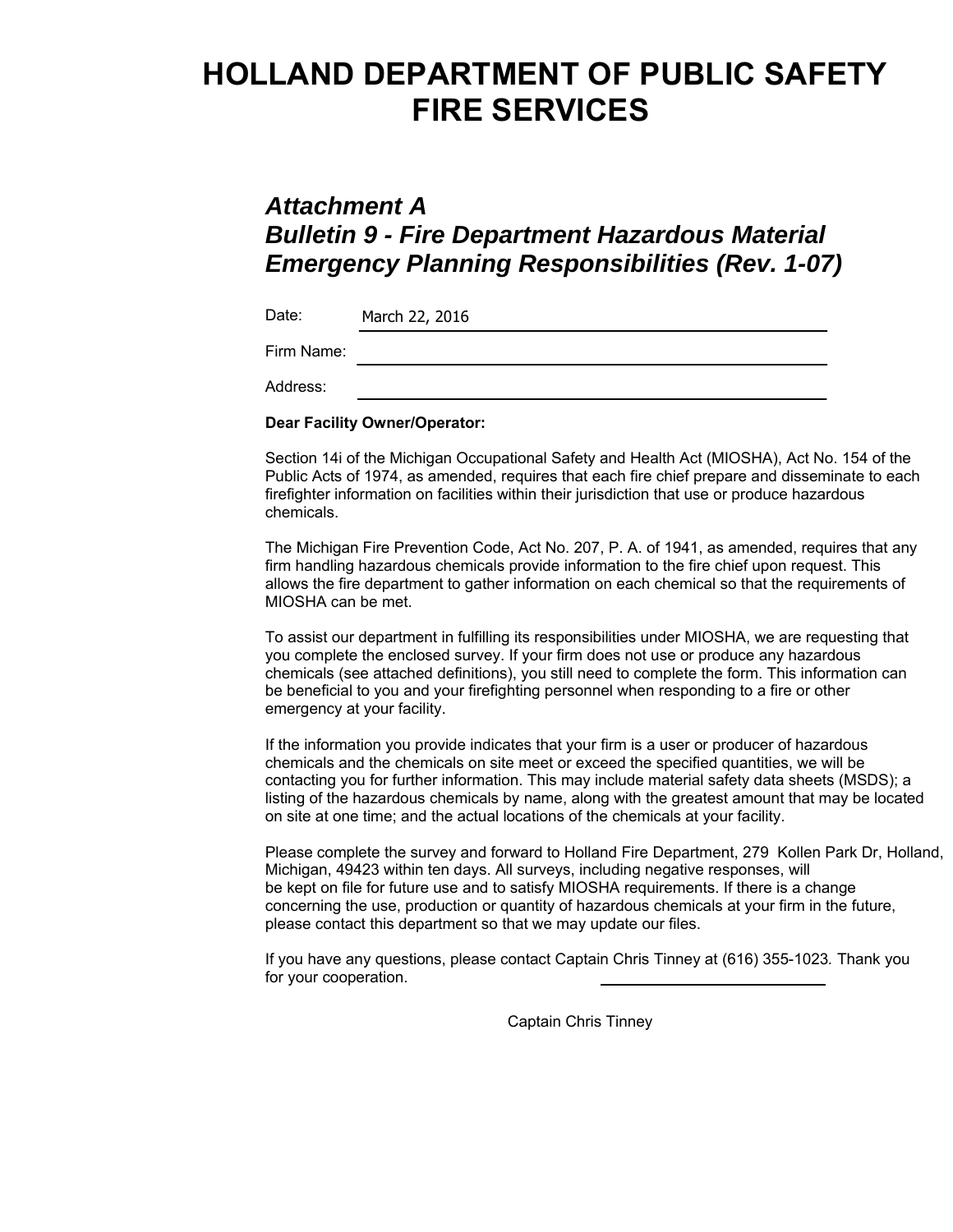# HOLLAND DEPARTMENT OF PUBLIC SAFETY FIRE SERVICES

## *Attachment A*
## *Bulletin 9 - Fire Department Hazardous Material Emergency Planning Responsibilities (Rev. 1-07)*

Date: March 22, 2016

Firm Name: ______________________________

Address: ______________________________

**Dear Facility Owner/Operator:**

Section 14i of the Michigan Occupational Safety and Health Act (MIOSHA), Act No. 154 of the Public Acts of 1974, as amended, requires that each fire chief prepare and disseminate to each firefighter information on facilities within their jurisdiction that use or produce hazardous chemicals.

The Michigan Fire Prevention Code, Act No. 207, P. A. of 1941, as amended, requires that any firm handling hazardous chemicals provide information to the fire chief upon request. This allows the fire department to gather information on each chemical so that the requirements of MIOSHA can be met.

To assist our department in fulfilling its responsibilities under MIOSHA, we are requesting that you complete the enclosed survey. If your firm does not use or produce any hazardous chemicals (see attached definitions), you still need to complete the form. This information can be beneficial to you and your firefighting personnel when responding to a fire or other emergency at your facility.

If the information you provide indicates that your firm is a user or producer of hazardous chemicals and the chemicals on site meet or exceed the specified quantities, we will be contacting you for further information. This may include material safety data sheets (MSDS); a listing of the hazardous chemicals by name, along with the greatest amount that may be located on site at one time; and the actual locations of the chemicals at your facility.

Please complete the survey and forward to Holland Fire Department, 279 Kollen Park Dr, Holland, Michigan, 49423 within ten days. All surveys, including negative responses, will be kept on file for future use and to satisfy MIOSHA requirements. If there is a change concerning the use, production or quantity of hazardous chemicals at your firm in the future, please contact this department so that we may update our files.

If you have any questions, please contact Captain Chris Tinney at (616) 355-1023. Thank you for your cooperation.

______________________________

Captain Chris Tinney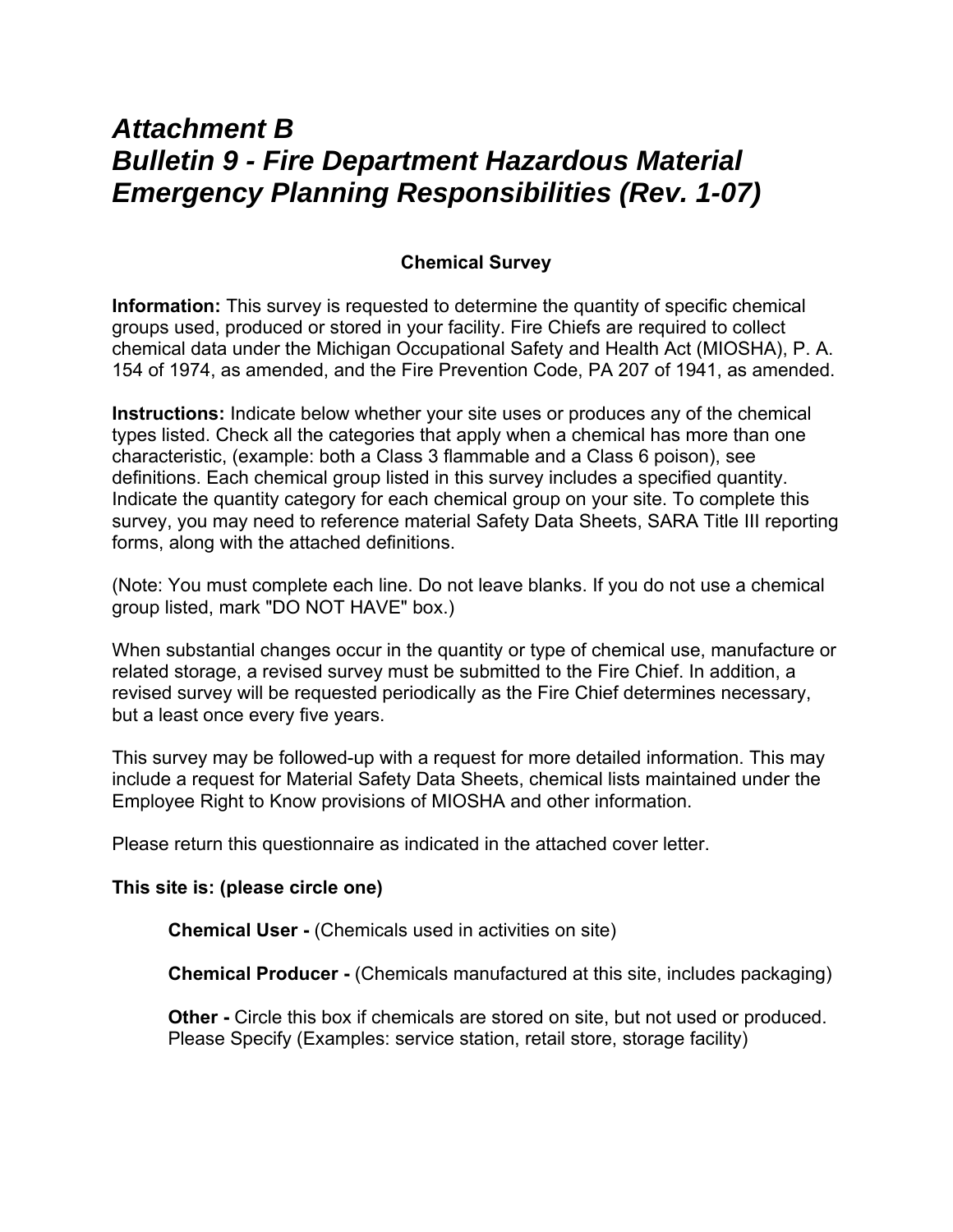# *Attachment B*
# *Bulletin 9 - Fire Department Hazardous Material Emergency Planning Responsibilities (Rev. 1-07)*

**Chemical Survey**

**Information:** This survey is requested to determine the quantity of specific chemical groups used, produced or stored in your facility. Fire Chiefs are required to collect chemical data under the Michigan Occupational Safety and Health Act (MIOSHA), P. A. 154 of 1974, as amended, and the Fire Prevention Code, PA 207 of 1941, as amended.

**Instructions:** Indicate below whether your site uses or produces any of the chemical types listed. Check all the categories that apply when a chemical has more than one characteristic, (example: both a Class 3 flammable and a Class 6 poison), see definitions. Each chemical group listed in this survey includes a specified quantity. Indicate the quantity category for each chemical group on your site. To complete this survey, you may need to reference material Safety Data Sheets, SARA Title III reporting forms, along with the attached definitions.

(Note: You must complete each line. Do not leave blanks. If you do not use a chemical group listed, mark "DO NOT HAVE" box.)

When substantial changes occur in the quantity or type of chemical use, manufacture or related storage, a revised survey must be submitted to the Fire Chief. In addition, a revised survey will be requested periodically as the Fire Chief determines necessary, but a least once every five years.

This survey may be followed-up with a request for more detailed information. This may include a request for Material Safety Data Sheets, chemical lists maintained under the Employee Right to Know provisions of MIOSHA and other information.

Please return this questionnaire as indicated in the attached cover letter.

**This site is: (please circle one)**

**Chemical User -** (Chemicals used in activities on site)

**Chemical Producer -** (Chemicals manufactured at this site, includes packaging)

**Other -** Circle this box if chemicals are stored on site, but not used or produced. Please Specify (Examples: service station, retail store, storage facility)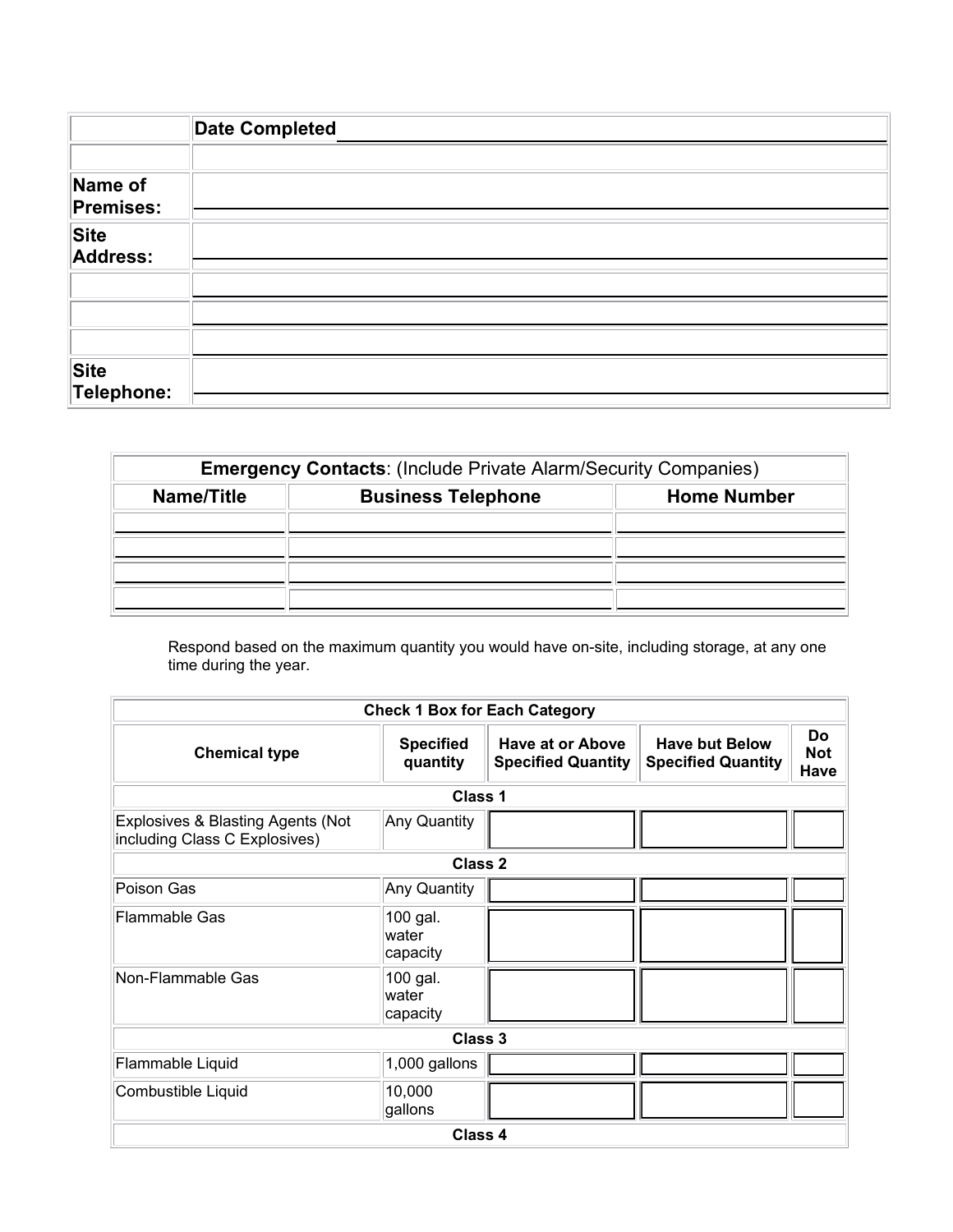| | Date Completed |
|---|---|
| | |
| **Name of Premises:** | |
| **Site Address:** | |
| | |
| | |
| | |
| **Site Telephone:** | |

| **Emergency Contacts**: (Include Private Alarm/Security Companies) | | |
|---|---|---|
| **Name/Title** | **Business Telephone** | **Home Number** |
| | | |
| | | |
| | | |
| | | |

Respond based on the maximum quantity you would have on-site, including storage, at any one time during the year.

| **Check 1 Box for Each Category** | | | | |
|---|---|---|---|---|
| **Chemical type** | **Specified quantity** | **Have at or Above Specified Quantity** | **Have but Below Specified Quantity** | **Do Not Have** |
| **Class 1** | | | | |
| Explosives & Blasting Agents (Not including Class C Explosives) | Any Quantity | | | |
| **Class 2** | | | | |
| Poison Gas | Any Quantity | | | |
| Flammable Gas | 100 gal. water capacity | | | |
| Non-Flammable Gas | 100 gal. water capacity | | | |
| **Class 3** | | | | |
| Flammable Liquid | 1,000 gallons | | | |
| Combustible Liquid | 10,000 gallons | | | |
| **Class 4** | | | | |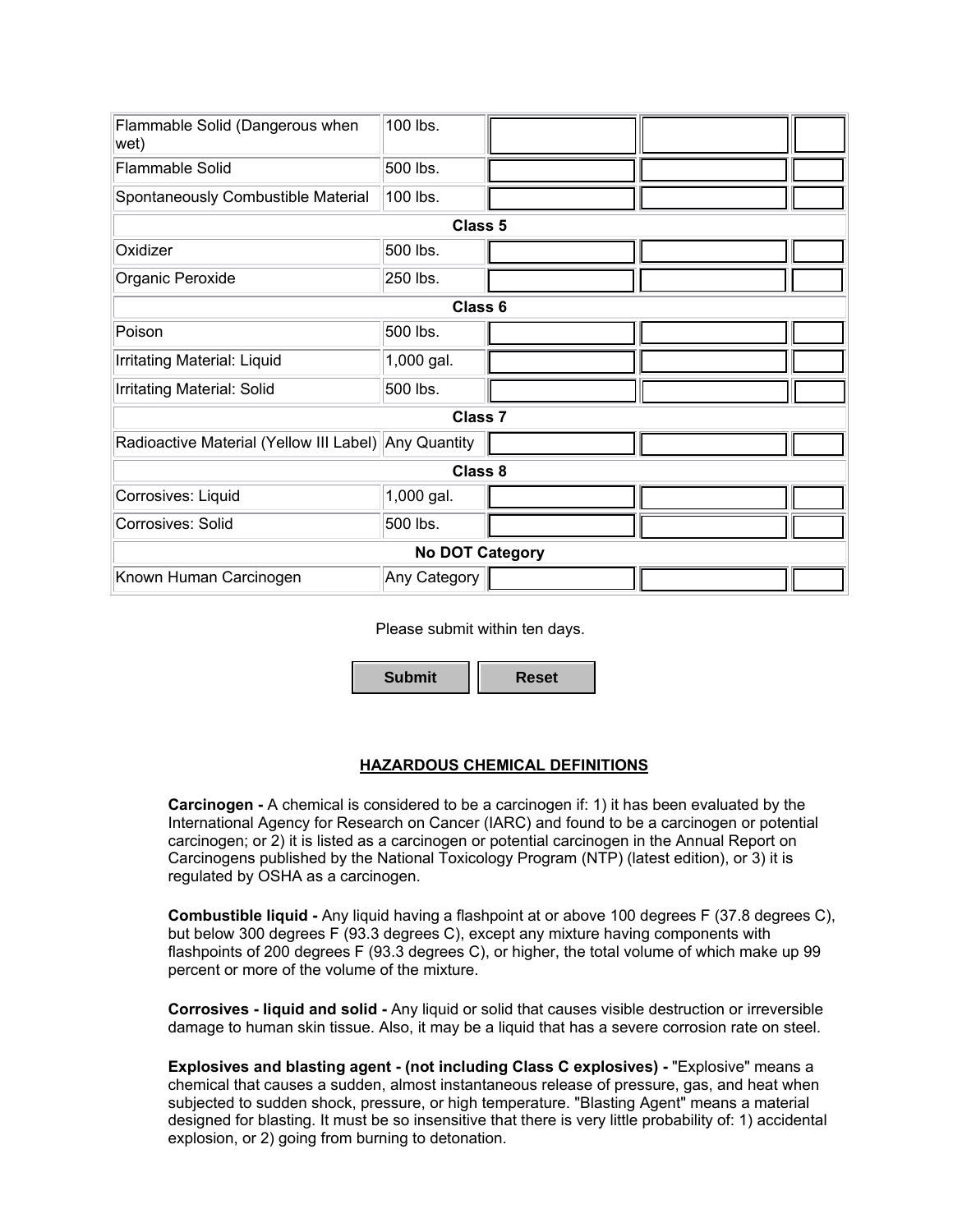| | | | | |
|---|---|---|---|---|
| Flammable Solid (Dangerous when wet) | 100 lbs. | | | |
| Flammable Solid | 500 lbs. | | | |
| Spontaneously Combustible Material | 100 lbs. | | | |
| **Class 5** | | | | |
| Oxidizer | 500 lbs. | | | |
| Organic Peroxide | 250 lbs. | | | |
| **Class 6** | | | | |
| Poison | 500 lbs. | | | |
| Irritating Material: Liquid | 1,000 gal. | | | |
| Irritating Material: Solid | 500 lbs. | | | |
| **Class 7** | | | | |
| Radioactive Material (Yellow III Label) | Any Quantity | | | |
| **Class 8** | | | | |
| Corrosives: Liquid | 1,000 gal. | | | |
| Corrosives: Solid | 500 lbs. | | | |
| **No DOT Category** | | | | |
| Known Human Carcinogen | Any Category | | | |

Please submit within ten days.

Submit Reset

## HAZARDOUS CHEMICAL DEFINITIONS

**Carcinogen -** A chemical is considered to be a carcinogen if: 1) it has been evaluated by the International Agency for Research on Cancer (IARC) and found to be a carcinogen or potential carcinogen; or 2) it is listed as a carcinogen or potential carcinogen in the Annual Report on Carcinogens published by the National Toxicology Program (NTP) (latest edition), or 3) it is regulated by OSHA as a carcinogen.

**Combustible liquid -** Any liquid having a flashpoint at or above 100 degrees F (37.8 degrees C), but below 300 degrees F (93.3 degrees C), except any mixture having components with flashpoints of 200 degrees F (93.3 degrees C), or higher, the total volume of which make up 99 percent or more of the volume of the mixture.

**Corrosives - liquid and solid -** Any liquid or solid that causes visible destruction or irreversible damage to human skin tissue. Also, it may be a liquid that has a severe corrosion rate on steel.

**Explosives and blasting agent - (not including Class C explosives) -** "Explosive" means a chemical that causes a sudden, almost instantaneous release of pressure, gas, and heat when subjected to sudden shock, pressure, or high temperature. "Blasting Agent" means a material designed for blasting. It must be so insensitive that there is very little probability of: 1) accidental explosion, or 2) going from burning to detonation.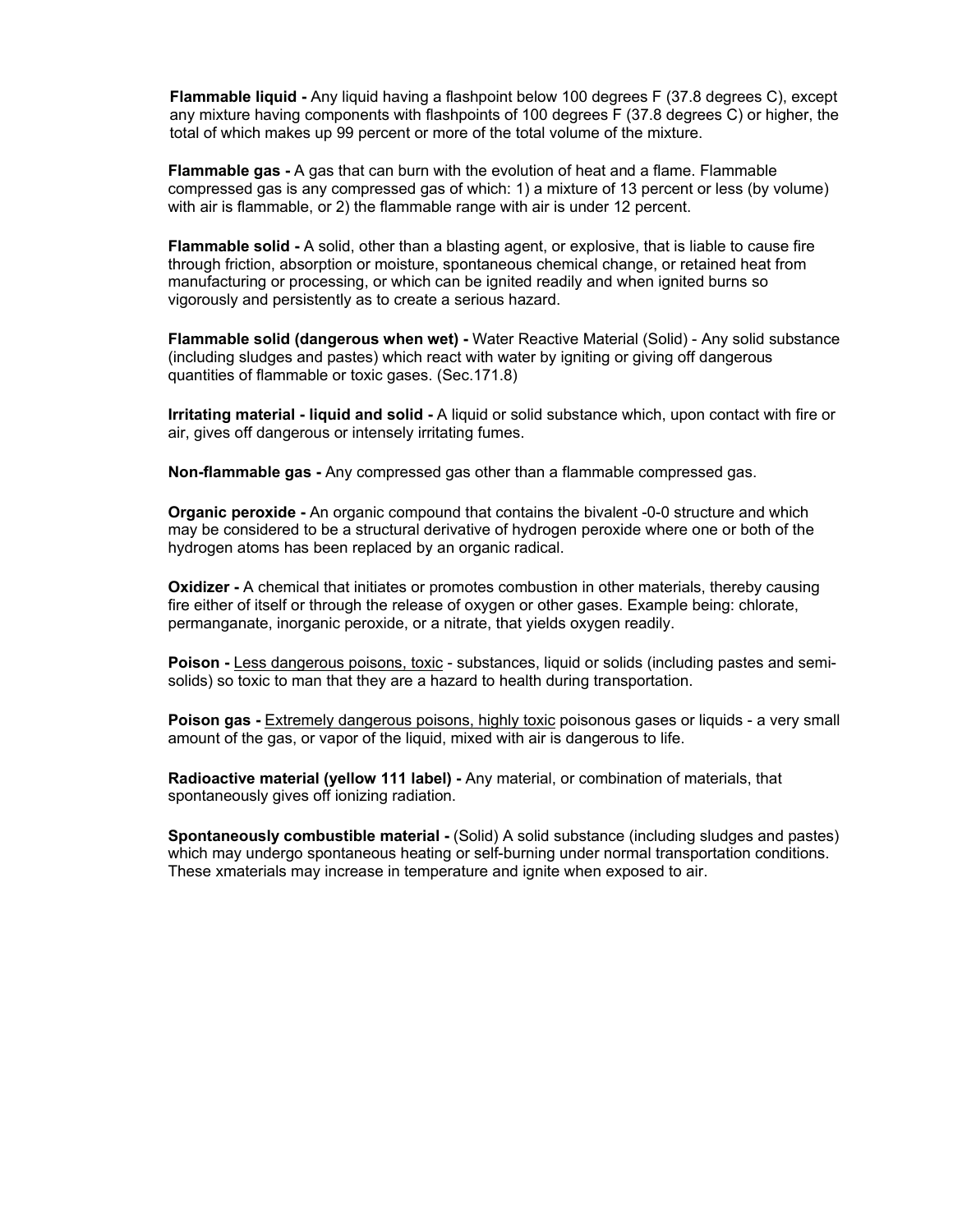**Flammable liquid -** Any liquid having a flashpoint below 100 degrees F (37.8 degrees C), except any mixture having components with flashpoints of 100 degrees F (37.8 degrees C) or higher, the total of which makes up 99 percent or more of the total volume of the mixture.

**Flammable gas -** A gas that can burn with the evolution of heat and a flame. Flammable compressed gas is any compressed gas of which: 1) a mixture of 13 percent or less (by volume) with air is flammable, or 2) the flammable range with air is under 12 percent.

**Flammable solid -** A solid, other than a blasting agent, or explosive, that is liable to cause fire through friction, absorption or moisture, spontaneous chemical change, or retained heat from manufacturing or processing, or which can be ignited readily and when ignited burns so vigorously and persistently as to create a serious hazard.

**Flammable solid (dangerous when wet) -** Water Reactive Material (Solid) - Any solid substance (including sludges and pastes) which react with water by igniting or giving off dangerous quantities of flammable or toxic gases. (Sec.171.8)

**Irritating material - liquid and solid -** A liquid or solid substance which, upon contact with fire or air, gives off dangerous or intensely irritating fumes.

**Non-flammable gas -** Any compressed gas other than a flammable compressed gas.

**Organic peroxide -** An organic compound that contains the bivalent -0-0 structure and which may be considered to be a structural derivative of hydrogen peroxide where one or both of the hydrogen atoms has been replaced by an organic radical.

**Oxidizer -** A chemical that initiates or promotes combustion in other materials, thereby causing fire either of itself or through the release of oxygen or other gases. Example being: chlorate, permanganate, inorganic peroxide, or a nitrate, that yields oxygen readily.

**Poison -** Less dangerous poisons, toxic - substances, liquid or solids (including pastes and semi-solids) so toxic to man that they are a hazard to health during transportation.

**Poison gas -** Extremely dangerous poisons, highly toxic poisonous gases or liquids - a very small amount of the gas, or vapor of the liquid, mixed with air is dangerous to life.

**Radioactive material (yellow 111 label) -** Any material, or combination of materials, that spontaneously gives off ionizing radiation.

**Spontaneously combustible material -** (Solid) A solid substance (including sludges and pastes) which may undergo spontaneous heating or self-burning under normal transportation conditions. These xmaterials may increase in temperature and ignite when exposed to air.